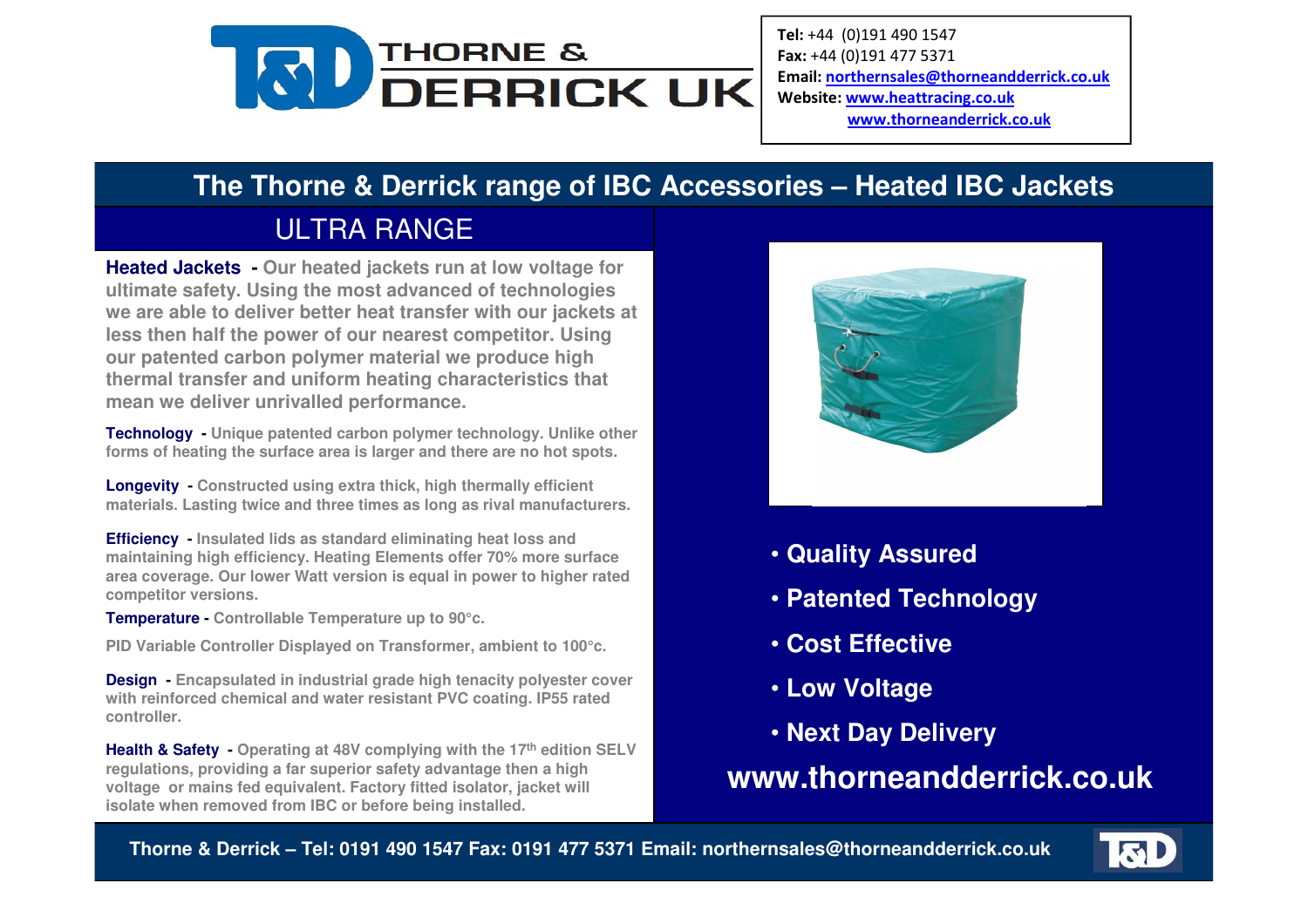THORNE & DERRICK UK

**Tel:** +44 (0)191 490 1547
**Fax:** +44 (0)191 477 5371
**Email:** northernsales@thorneandderrick.co.uk
**Website:** www.heattracing.co.uk
www.thorneanderrick.co.uk

# The Thorne & Derrick range of IBC Accessories – Heated IBC Jackets

## ULTRA RANGE

**Heated Jackets** - Our heated jackets run at low voltage for ultimate safety. Using the most advanced of technologies we are able to deliver better heat transfer with our jackets at less then half the power of our nearest competitor. Using our patented carbon polymer material we produce high thermal transfer and uniform heating characteristics that mean we deliver unrivalled performance.

**Technology** - Unique patented carbon polymer technology. Unlike other forms of heating the surface area is larger and there are no hot spots.

**Longevity** - Constructed using extra thick, high thermally efficient materials. Lasting twice and three times as long as rival manufacturers.

**Efficiency** - Insulated lids as standard eliminating heat loss and maintaining high efficiency. Heating Elements offer 70% more surface area coverage. Our lower Watt version is equal in power to higher rated competitor versions.

**Temperature** - Controllable Temperature up to 90°c.

PID Variable Controller Displayed on Transformer, ambient to 100°c.

**Design** - Encapsulated in industrial grade high tenacity polyester cover with reinforced chemical and water resistant PVC coating. IP55 rated controller.

**Health & Safety** - Operating at 48V complying with the 17th edition SELV regulations, providing a far superior safety advantage then a high voltage or mains fed equivalent. Factory fitted isolator, jacket will isolate when removed from IBC or before being installed.

- **Quality Assured**
- **Patented Technology**
- **Cost Effective**
- **Low Voltage**
- **Next Day Delivery**

**www.thorneandderrick.co.uk**

**Thorne & Derrick – Tel: 0191 490 1547 Fax: 0191 477 5371 Email: northernsales@thorneandderrick.co.uk**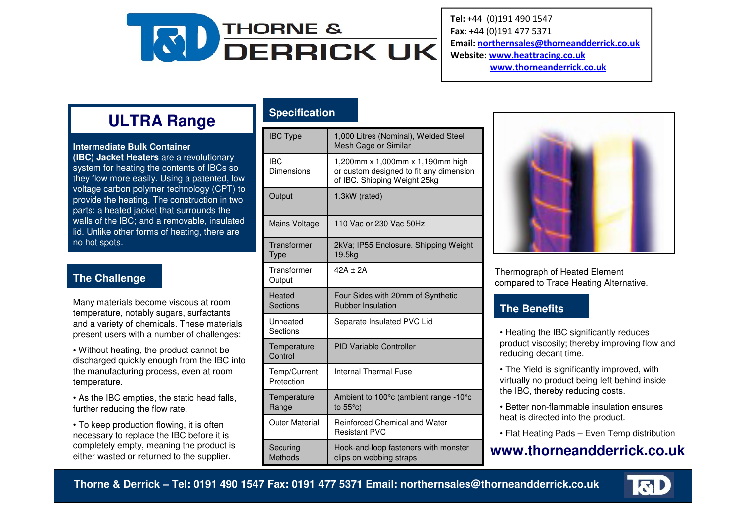**THORNE & DERRICK UK**

**Tel:** +44 (0)191 490 1547
**Fax:** +44 (0)191 477 5371
**Email:** northernsales@thorneandderrick.co.uk
**Website:** www.heattracing.co.uk
www.thorneandderrick.co.uk

# ULTRA Range

**Intermediate Bulk Container (IBC) Jacket Heaters** are a revolutionary system for heating the contents of IBCs so they flow more easily. Using a patented, low voltage carbon polymer technology (CPT) to provide the heating. The construction in two parts: a heated jacket that surrounds the walls of the IBC; and a removable, insulated lid. Unlike other forms of heating, there are no hot spots.

## The Challenge

Many materials become viscous at room temperature, notably sugars, surfactants and a variety of chemicals. These materials present users with a number of challenges:

- Without heating, the product cannot be discharged quickly enough from the IBC into the manufacturing process, even at room temperature.
- As the IBC empties, the static head falls, further reducing the flow rate.
- To keep production flowing, it is often necessary to replace the IBC before it is completely empty, meaning the product is either wasted or returned to the supplier.

## Specification

| | |
|---|---|
| IBC Type | 1,000 Litres (Nominal), Welded Steel Mesh Cage or Similar |
| IBC Dimensions | 1,200mm x 1,000mm x 1,190mm high or custom designed to fit any dimension of IBC. Shipping Weight 25kg |
| Output | 1.3kW (rated) |
| Mains Voltage | 110 Vac or 230 Vac 50Hz |
| Transformer Type | 2kVa; IP55 Enclosure. Shipping Weight 19.5kg |
| Transformer Output | 42A ± 2A |
| Heated Sections | Four Sides with 20mm of Synthetic Rubber Insulation |
| Unheated Sections | Separate Insulated PVC Lid |
| Temperature Control | PID Variable Controller |
| Temp/Current Protection | Internal Thermal Fuse |
| Temperature Range | Ambient to 100°c (ambient range -10°c to 55°c) |
| Outer Material | Reinforced Chemical and Water Resistant PVC |
| Securing Methods | Hook-and-loop fasteners with monster clips on webbing straps |

Thermograph of Heated Element compared to Trace Heating Alternative.

## The Benefits

- Heating the IBC significantly reduces product viscosity; thereby improving flow and reducing decant time.
- The Yield is significantly improved, with virtually no product being left behind inside the IBC, thereby reducing costs.
- Better non-flammable insulation ensures heat is directed into the product.
- Flat Heating Pads – Even Temp distribution

**www.thorneandderrick.co.uk**

**Thorne & Derrick – Tel: 0191 490 1547 Fax: 0191 477 5371 Email: northernsales@thorneandderrick.co.uk**